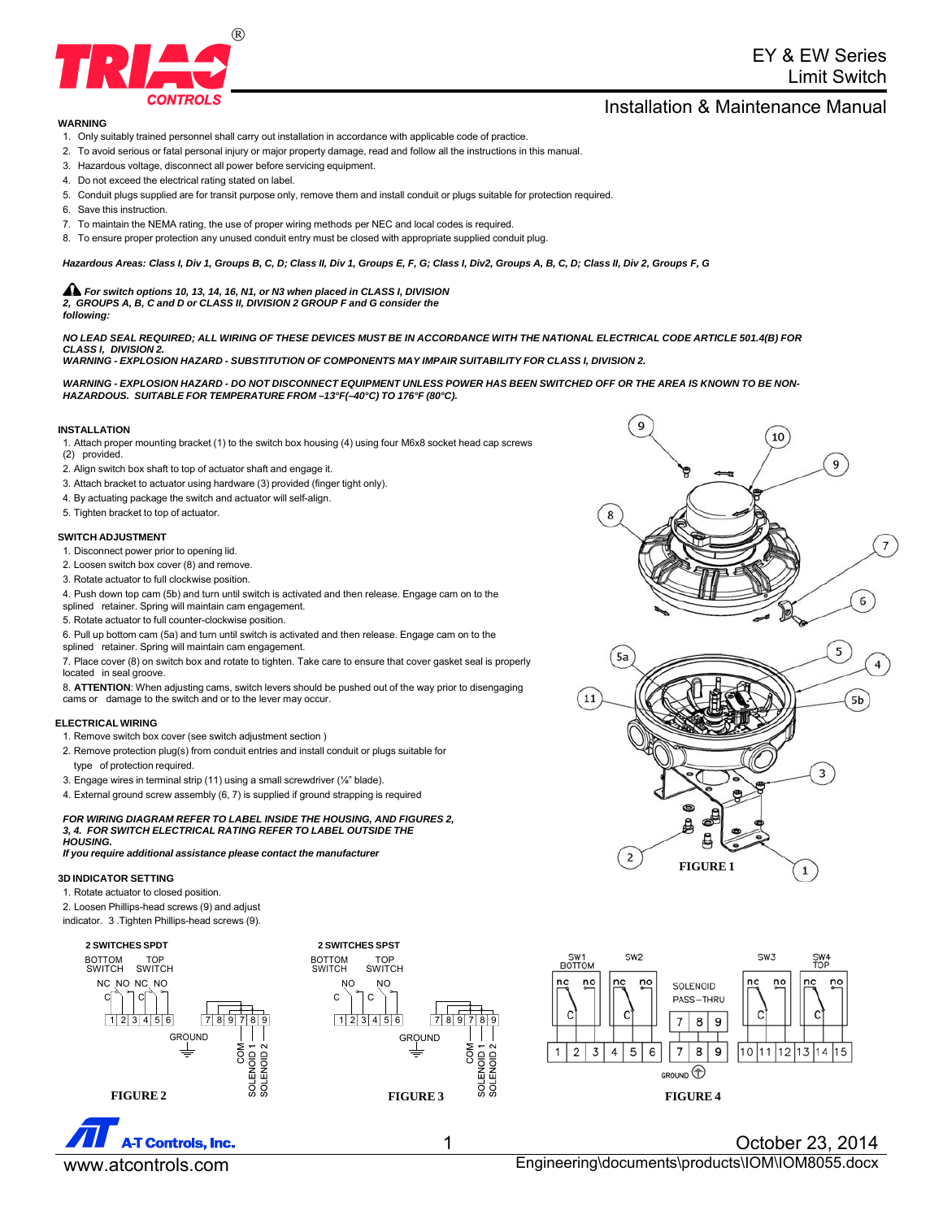# EY & EW Series Limit Switch

## Installation & Maintenance Manual

### WARNING

1. Only suitably trained personnel shall carry out installation in accordance with applicable code of practice.
2. To avoid serious or fatal personal injury or major property damage, read and follow all the instructions in this manual.
3. Hazardous voltage, disconnect all power before servicing equipment.
4. Do not exceed the electrical rating stated on label.
5. Conduit plugs supplied are for transit purpose only, remove them and install conduit or plugs suitable for protection required.
6. Save this instruction.
7. To maintain the NEMA rating, the use of proper wiring methods per NEC and local codes is required.
8. To ensure proper protection any unused conduit entry must be closed with appropriate supplied conduit plug.

***Hazardous Areas: Class I, Div 1, Groups B, C, D; Class II, Div 1, Groups E, F, G; Class I, Div2, Groups A, B, C, D; Class II, Div 2, Groups F, G***

***For switch options 10, 13, 14, 16, N1, or N3 when placed in CLASS I, DIVISION 2, GROUPS A, B, C and D or CLASS II, DIVISION 2 GROUP F and G consider the following:***

***NO LEAD SEAL REQUIRED; ALL WIRING OF THESE DEVICES MUST BE IN ACCORDANCE WITH THE NATIONAL ELECTRICAL CODE ARTICLE 501.4(B) FOR CLASS I, DIVISION 2.***
***WARNING - EXPLOSION HAZARD - SUBSTITUTION OF COMPONENTS MAY IMPAIR SUITABILITY FOR CLASS I, DIVISION 2.***

***WARNING - EXPLOSION HAZARD - DO NOT DISCONNECT EQUIPMENT UNLESS POWER HAS BEEN SWITCHED OFF OR THE AREA IS KNOWN TO BE NON-HAZARDOUS. SUITABLE FOR TEMPERATURE FROM –13°F(–40°C) TO 176°F (80°C).***

### INSTALLATION

1. Attach proper mounting bracket (1) to the switch box housing (4) using four M6x8 socket head cap screws (2) provided.
2. Align switch box shaft to top of actuator shaft and engage it.
3. Attach bracket to actuator using hardware (3) provided (finger tight only).
4. By actuating package the switch and actuator will self-align.
5. Tighten bracket to top of actuator.

### SWITCH ADJUSTMENT

1. Disconnect power prior to opening lid.
2. Loosen switch box cover (8) and remove.
3. Rotate actuator to full clockwise position.
4. Push down top cam (5b) and turn until switch is activated and then release. Engage cam on to the splined retainer. Spring will maintain cam engagement.
5. Rotate actuator to full counter-clockwise position.
6. Pull up bottom cam (5a) and turn until switch is activated and then release. Engage cam on to the splined retainer. Spring will maintain cam engagement.
7. Place cover (8) on switch box and rotate to tighten. Take care to ensure that cover gasket seal is properly located in seal groove.
8. **ATTENTION**: When adjusting cams, switch levers should be pushed out of the way prior to disengaging cams or damage to the switch and or to the lever may occur.

### ELECTRICAL WIRING

1. Remove switch box cover (see switch adjustment section )
2. Remove protection plug(s) from conduit entries and install conduit or plugs suitable for type of protection required.
3. Engage wires in terminal strip (11) using a small screwdriver (⅛" blade).
4. External ground screw assembly (6, 7) is supplied if ground strapping is required

***FOR WIRING DIAGRAM REFER TO LABEL INSIDE THE HOUSING, AND FIGURES 2, 3, 4. FOR SWITCH ELECTRICAL RATING REFER TO LABEL OUTSIDE THE HOUSING.***
***If you require additional assistance please contact the manufacturer***

### 3D INDICATOR SETTING

1. Rotate actuator to closed position.
2. Loosen Phillips-head screws (9) and adjust indicator.
3. Tighten Phillips-head screws (9).

**FIGURE 1**

2 SWITCHES SPDT — BOTTOM SWITCH / TOP SWITCH; NC NO NC NO; C C; 1 2 3 4 5 6; 7 8 9 7 8 9; GROUND; COM, SOLENOID 1, SOLENOID 2

**FIGURE 2**

2 SWITCHES SPST — BOTTOM SWITCH / TOP SWITCH; NO NO; C C; 1 2 3 4 5 6; 7 8 9 7 8 9; GROUND; COM, SOLENOID 1, SOLENOID 2

**FIGURE 3**

SW1 BOTTOM, SW2, SOLENOID PASS–THRU, SW3, SW4 TOP; nc no; C; 7 8 9; 1 2 3 4 5 6 7 8 9 10 11 12 13 14 15; GROUND

**FIGURE 4**

A-T Controls, Inc.
www.atcontrols.com

October 23, 2014
Engineering\documents\products\IOM\IOM8055.docx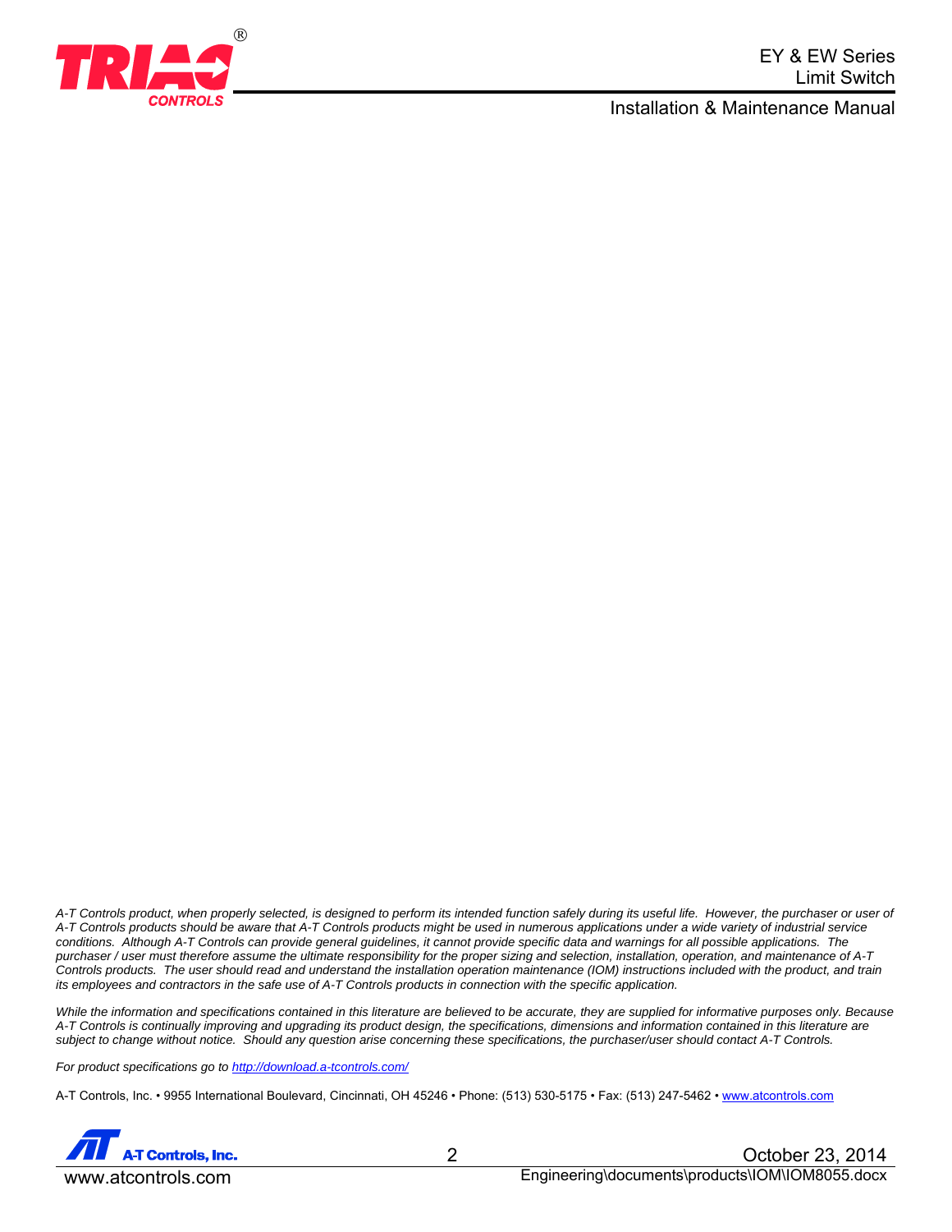*A-T Controls product, when properly selected, is designed to perform its intended function safely during its useful life. However, the purchaser or user of A-T Controls products should be aware that A-T Controls products might be used in numerous applications under a wide variety of industrial service conditions. Although A-T Controls can provide general guidelines, it cannot provide specific data and warnings for all possible applications. The purchaser / user must therefore assume the ultimate responsibility for the proper sizing and selection, installation, operation, and maintenance of A-T Controls products. The user should read and understand the installation operation maintenance (IOM) instructions included with the product, and train its employees and contractors in the safe use of A-T Controls products in connection with the specific application.*

*While the information and specifications contained in this literature are believed to be accurate, they are supplied for informative purposes only. Because A-T Controls is continually improving and upgrading its product design, the specifications, dimensions and information contained in this literature are subject to change without notice. Should any question arise concerning these specifications, the purchaser/user should contact A-T Controls.*

*For product specifications go to [http://download.a-tcontrols.com/](http://download.a-tcontrols.com/)*

A-T Controls, Inc. • 9955 International Boulevard, Cincinnati, OH 45246 • Phone: (513) 530-5175 • Fax: (513) 247-5462 • [www.atcontrols.com](http://www.atcontrols.com)